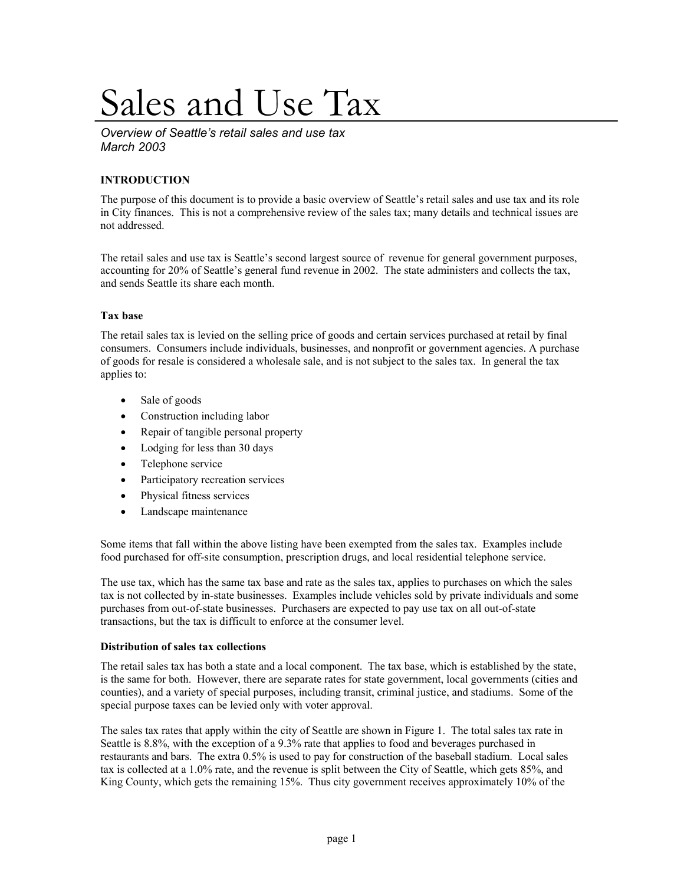# Sales and Use Tax

*Overview of Seattle's retail sales and use tax*
*March 2003*

**INTRODUCTION**

The purpose of this document is to provide a basic overview of Seattle's retail sales and use tax and its role in City finances. This is not a comprehensive review of the sales tax; many details and technical issues are not addressed.

The retail sales and use tax is Seattle's second largest source of revenue for general government purposes, accounting for 20% of Seattle's general fund revenue in 2002. The state administers and collects the tax, and sends Seattle its share each month.

**Tax base**

The retail sales tax is levied on the selling price of goods and certain services purchased at retail by final consumers. Consumers include individuals, businesses, and nonprofit or government agencies. A purchase of goods for resale is considered a wholesale sale, and is not subject to the sales tax. In general the tax applies to:

- Sale of goods
- Construction including labor
- Repair of tangible personal property
- Lodging for less than 30 days
- Telephone service
- Participatory recreation services
- Physical fitness services
- Landscape maintenance

Some items that fall within the above listing have been exempted from the sales tax. Examples include food purchased for off-site consumption, prescription drugs, and local residential telephone service.

The use tax, which has the same tax base and rate as the sales tax, applies to purchases on which the sales tax is not collected by in-state businesses. Examples include vehicles sold by private individuals and some purchases from out-of-state businesses. Purchasers are expected to pay use tax on all out-of-state transactions, but the tax is difficult to enforce at the consumer level.

**Distribution of sales tax collections**

The retail sales tax has both a state and a local component. The tax base, which is established by the state, is the same for both. However, there are separate rates for state government, local governments (cities and counties), and a variety of special purposes, including transit, criminal justice, and stadiums. Some of the special purpose taxes can be levied only with voter approval.

The sales tax rates that apply within the city of Seattle are shown in Figure 1. The total sales tax rate in Seattle is 8.8%, with the exception of a 9.3% rate that applies to food and beverages purchased in restaurants and bars. The extra 0.5% is used to pay for construction of the baseball stadium. Local sales tax is collected at a 1.0% rate, and the revenue is split between the City of Seattle, which gets 85%, and King County, which gets the remaining 15%. Thus city government receives approximately 10% of the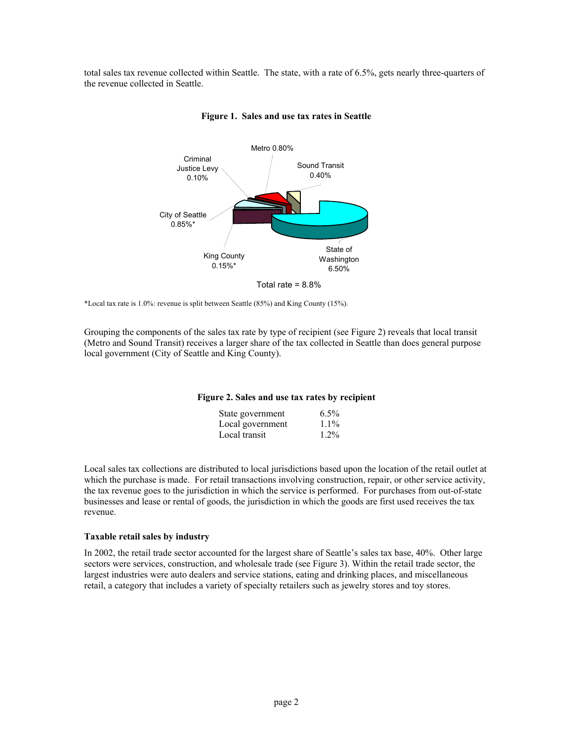total sales tax revenue collected within Seattle. The state, with a rate of 6.5%, gets nearly three-quarters of the revenue collected in Seattle.

**Figure 1. Sales and use tax rates in Seattle**

Metro 0.80%

Criminal Justice Levy 0.10%

Sound Transit 0.40%

City of Seattle 0.85%*

King County 0.15%*

State of Washington 6.50%

Total rate = 8.8%

*Local tax rate is 1.0%: revenue is split between Seattle (85%) and King County (15%).

Grouping the components of the sales tax rate by type of recipient (see Figure 2) reveals that local transit (Metro and Sound Transit) receives a larger share of the tax collected in Seattle than does general purpose local government (City of Seattle and King County).

**Figure 2. Sales and use tax rates by recipient**

| Recipient | Rate |
|---|---|
| State government | 6.5% |
| Local government | 1.1% |
| Local transit | 1.2% |

Local sales tax collections are distributed to local jurisdictions based upon the location of the retail outlet at which the purchase is made. For retail transactions involving construction, repair, or other service activity, the tax revenue goes to the jurisdiction in which the service is performed. For purchases from out-of-state businesses and lease or rental of goods, the jurisdiction in which the goods are first used receives the tax revenue.

### Taxable retail sales by industry

In 2002, the retail trade sector accounted for the largest share of Seattle's sales tax base, 40%. Other large sectors were services, construction, and wholesale trade (see Figure 3). Within the retail trade sector, the largest industries were auto dealers and service stations, eating and drinking places, and miscellaneous retail, a category that includes a variety of specialty retailers such as jewelry stores and toy stores.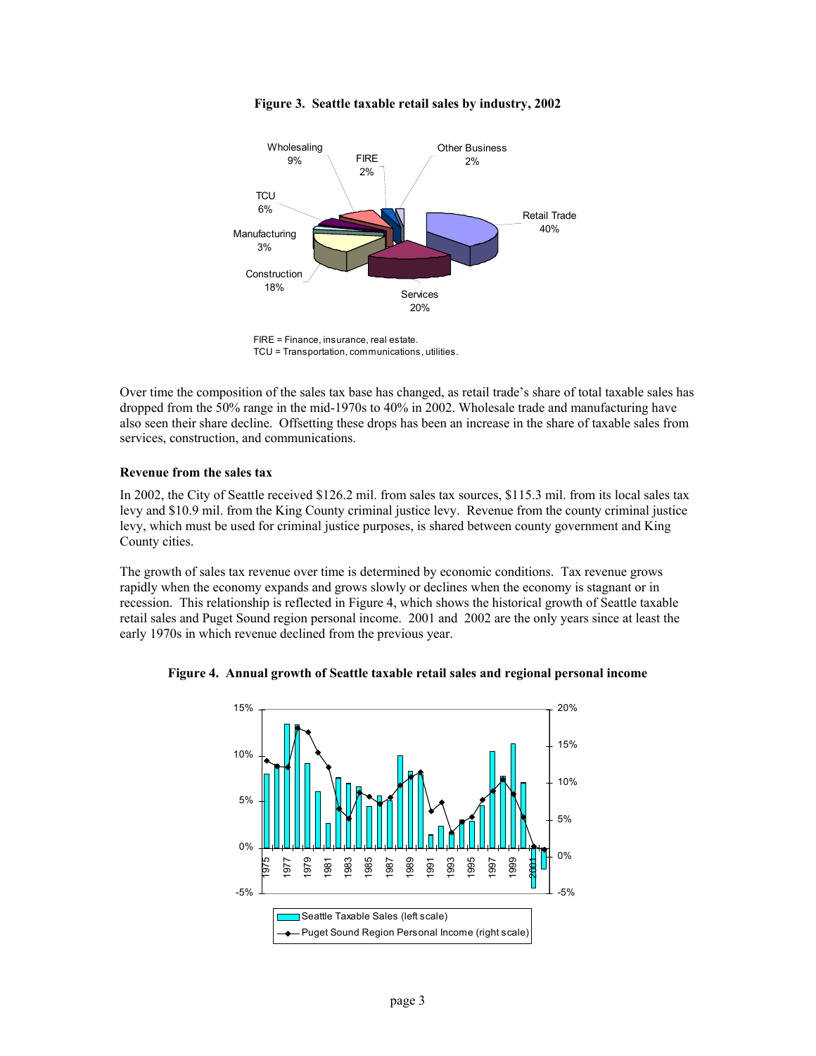**Figure 3. Seattle taxable retail sales by industry, 2002**

Wholesaling 9%, FIRE 2%, Other Business 2%, TCU 6%, Retail Trade 40%, Manufacturing 3%, Construction 18%, Services 20%

FIRE = Finance, insurance, real estate.
TCU = Transportation, communications, utilities.

Over time the composition of the sales tax base has changed, as retail trade's share of total taxable sales has dropped from the 50% range in the mid-1970s to 40% in 2002. Wholesale trade and manufacturing have also seen their share decline. Offsetting these drops has been an increase in the share of taxable sales from services, construction, and communications.

### Revenue from the sales tax

In 2002, the City of Seattle received \$126.2 mil. from sales tax sources, \$115.3 mil. from its local sales tax levy and \$10.9 mil. from the King County criminal justice levy. Revenue from the county criminal justice levy, which must be used for criminal justice purposes, is shared between county government and King County cities.

The growth of sales tax revenue over time is determined by economic conditions. Tax revenue grows rapidly when the economy expands and grows slowly or declines when the economy is stagnant or in recession. This relationship is reflected in Figure 4, which shows the historical growth of Seattle taxable retail sales and Puget Sound region personal income. 2001 and 2002 are the only years since at least the early 1970s in which revenue declined from the previous year.

**Figure 4. Annual growth of Seattle taxable retail sales and regional personal income**

Seattle Taxable Sales (left scale)
Puget Sound Region Personal Income (right scale)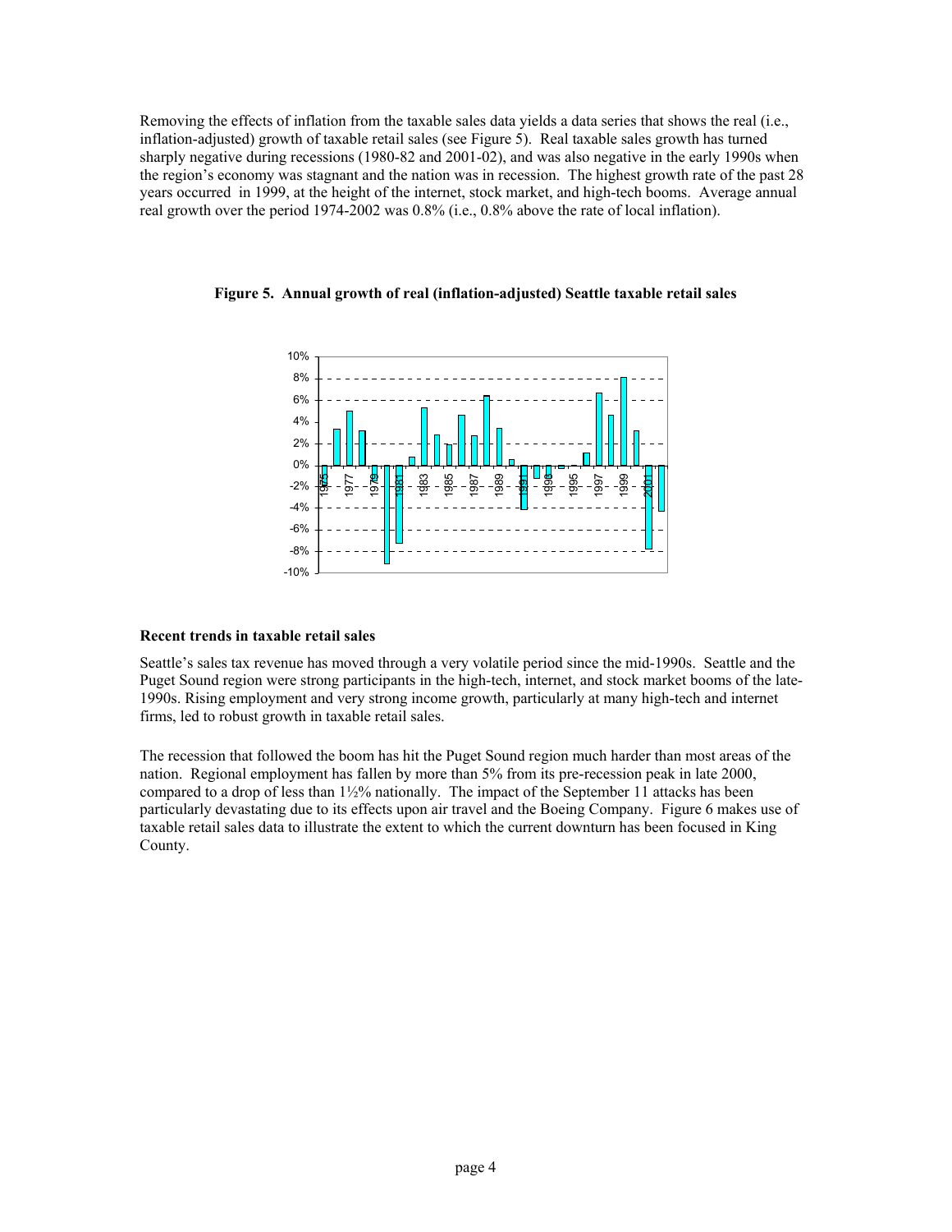Removing the effects of inflation from the taxable sales data yields a data series that shows the real (i.e., inflation-adjusted) growth of taxable retail sales (see Figure 5). Real taxable sales growth has turned sharply negative during recessions (1980-82 and 2001-02), and was also negative in the early 1990s when the region's economy was stagnant and the nation was in recession. The highest growth rate of the past 28 years occurred in 1999, at the height of the internet, stock market, and high-tech booms. Average annual real growth over the period 1974-2002 was 0.8% (i.e., 0.8% above the rate of local inflation).

**Figure 5. Annual growth of real (inflation-adjusted) Seattle taxable retail sales**

### Recent trends in taxable retail sales

Seattle's sales tax revenue has moved through a very volatile period since the mid-1990s. Seattle and the Puget Sound region were strong participants in the high-tech, internet, and stock market booms of the late-1990s. Rising employment and very strong income growth, particularly at many high-tech and internet firms, led to robust growth in taxable retail sales.

The recession that followed the boom has hit the Puget Sound region much harder than most areas of the nation. Regional employment has fallen by more than 5% from its pre-recession peak in late 2000, compared to a drop of less than 1½% nationally. The impact of the September 11 attacks has been particularly devastating due to its effects upon air travel and the Boeing Company. Figure 6 makes use of taxable retail sales data to illustrate the extent to which the current downturn has been focused in King County.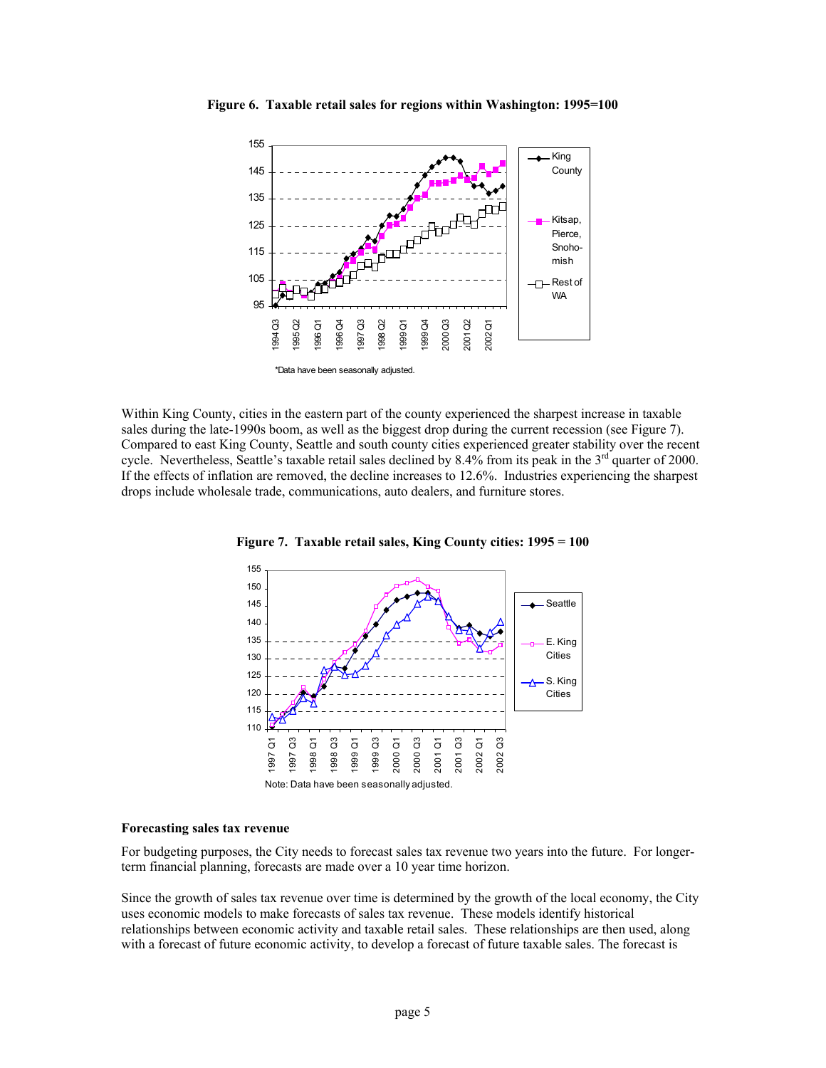**Figure 6. Taxable retail sales for regions within Washington: 1995=100**

*Data have been seasonally adjusted.

Within King County, cities in the eastern part of the county experienced the sharpest increase in taxable sales during the late-1990s boom, as well as the biggest drop during the current recession (see Figure 7). Compared to east King County, Seattle and south county cities experienced greater stability over the recent cycle. Nevertheless, Seattle's taxable retail sales declined by 8.4% from its peak in the 3rd quarter of 2000. If the effects of inflation are removed, the decline increases to 12.6%. Industries experiencing the sharpest drops include wholesale trade, communications, auto dealers, and furniture stores.

**Figure 7. Taxable retail sales, King County cities: 1995 = 100**

Note: Data have been seasonally adjusted.

**Forecasting sales tax revenue**

For budgeting purposes, the City needs to forecast sales tax revenue two years into the future. For longer-term financial planning, forecasts are made over a 10 year time horizon.

Since the growth of sales tax revenue over time is determined by the growth of the local economy, the City uses economic models to make forecasts of sales tax revenue. These models identify historical relationships between economic activity and taxable retail sales. These relationships are then used, along with a forecast of future economic activity, to develop a forecast of future taxable sales. The forecast is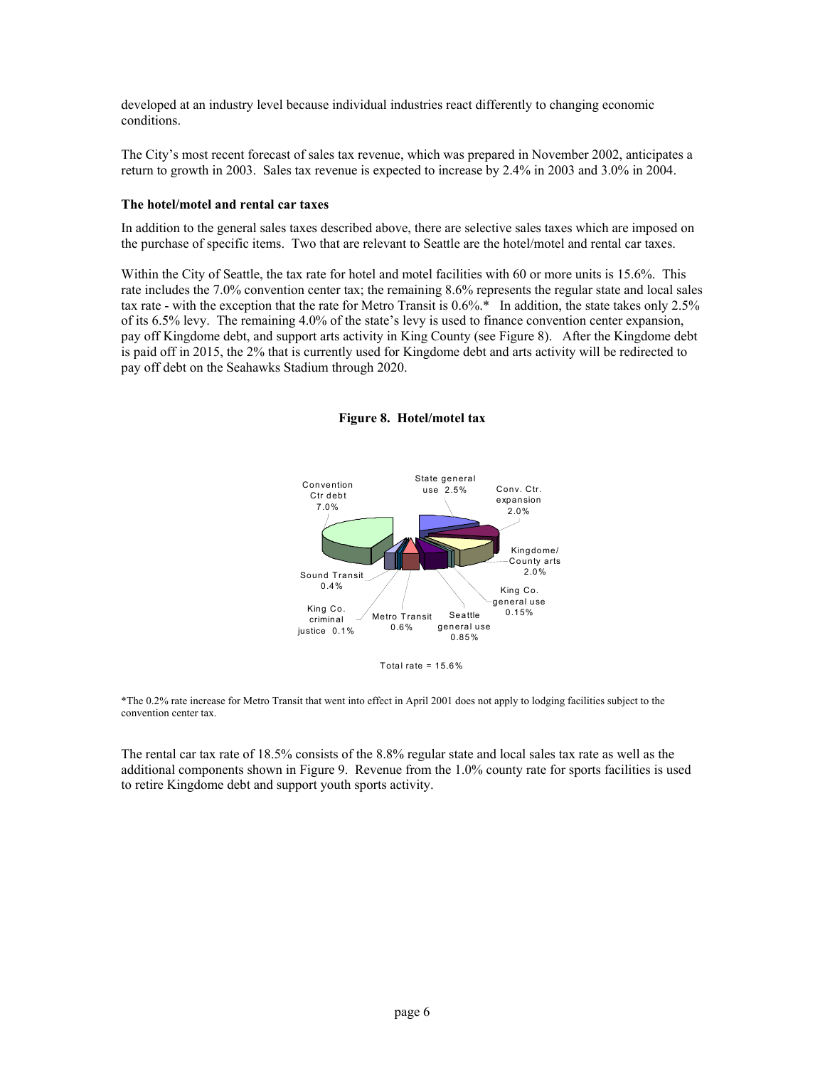developed at an industry level because individual industries react differently to changing economic conditions.

The City's most recent forecast of sales tax revenue, which was prepared in November 2002, anticipates a return to growth in 2003. Sales tax revenue is expected to increase by 2.4% in 2003 and 3.0% in 2004.

**The hotel/motel and rental car taxes**

In addition to the general sales taxes described above, there are selective sales taxes which are imposed on the purchase of specific items. Two that are relevant to Seattle are the hotel/motel and rental car taxes.

Within the City of Seattle, the tax rate for hotel and motel facilities with 60 or more units is 15.6%. This rate includes the 7.0% convention center tax; the remaining 8.6% represents the regular state and local sales tax rate - with the exception that the rate for Metro Transit is 0.6%.* In addition, the state takes only 2.5% of its 6.5% levy. The remaining 4.0% of the state's levy is used to finance convention center expansion, pay off Kingdome debt, and support arts activity in King County (see Figure 8). After the Kingdome debt is paid off in 2015, the 2% that is currently used for Kingdome debt and arts activity will be redirected to pay off debt on the Seahawks Stadium through 2020.

**Figure 8. Hotel/motel tax**

Convention Ctr debt 7.0%

State general use 2.5%

Conv. Ctr. expansion 2.0%

Kingdome/ County arts 2.0%

King Co. general use 0.15%

Seattle general use 0.85%

Metro Transit 0.6%

King Co. criminal justice 0.1%

Sound Transit 0.4%

Total rate = 15.6%

*The 0.2% rate increase for Metro Transit that went into effect in April 2001 does not apply to lodging facilities subject to the convention center tax.

The rental car tax rate of 18.5% consists of the 8.8% regular state and local sales tax rate as well as the additional components shown in Figure 9. Revenue from the 1.0% county rate for sports facilities is used to retire Kingdome debt and support youth sports activity.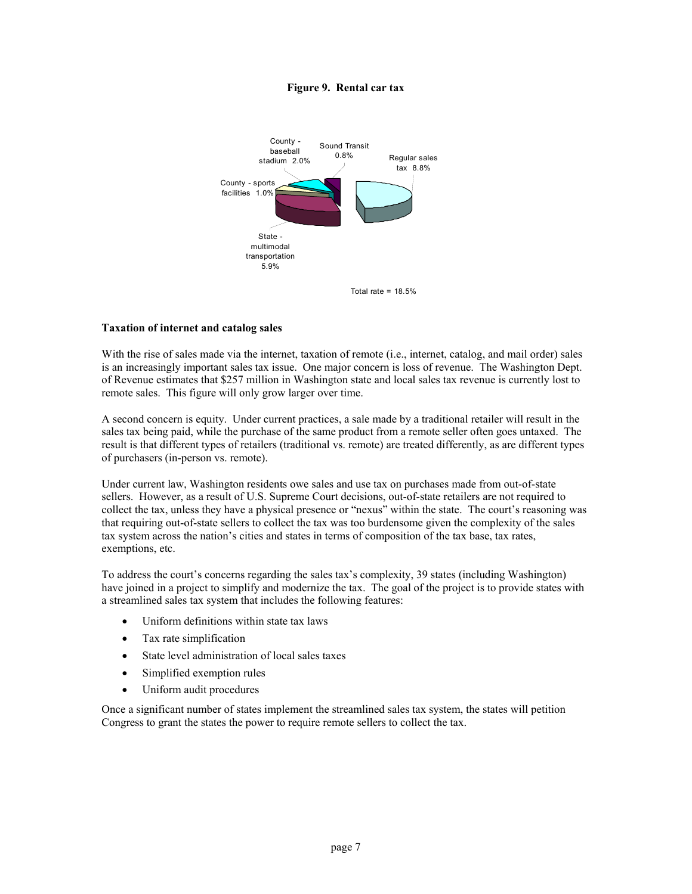**Figure 9. Rental car tax**

County - baseball stadium 2.0%

Sound Transit 0.8%

Regular sales tax 8.8%

County - sports facilities 1.0%

State - multimodal transportation 5.9%

Total rate = 18.5%

**Taxation of internet and catalog sales**

With the rise of sales made via the internet, taxation of remote (i.e., internet, catalog, and mail order) sales is an increasingly important sales tax issue. One major concern is loss of revenue. The Washington Dept. of Revenue estimates that $257 million in Washington state and local sales tax revenue is currently lost to remote sales. This figure will only grow larger over time.

A second concern is equity. Under current practices, a sale made by a traditional retailer will result in the sales tax being paid, while the purchase of the same product from a remote seller often goes untaxed. The result is that different types of retailers (traditional vs. remote) are treated differently, as are different types of purchasers (in-person vs. remote).

Under current law, Washington residents owe sales and use tax on purchases made from out-of-state sellers. However, as a result of U.S. Supreme Court decisions, out-of-state retailers are not required to collect the tax, unless they have a physical presence or "nexus" within the state. The court's reasoning was that requiring out-of-state sellers to collect the tax was too burdensome given the complexity of the sales tax system across the nation's cities and states in terms of composition of the tax base, tax rates, exemptions, etc.

To address the court's concerns regarding the sales tax's complexity, 39 states (including Washington) have joined in a project to simplify and modernize the tax. The goal of the project is to provide states with a streamlined sales tax system that includes the following features:

- Uniform definitions within state tax laws
- Tax rate simplification
- State level administration of local sales taxes
- Simplified exemption rules
- Uniform audit procedures

Once a significant number of states implement the streamlined sales tax system, the states will petition Congress to grant the states the power to require remote sellers to collect the tax.